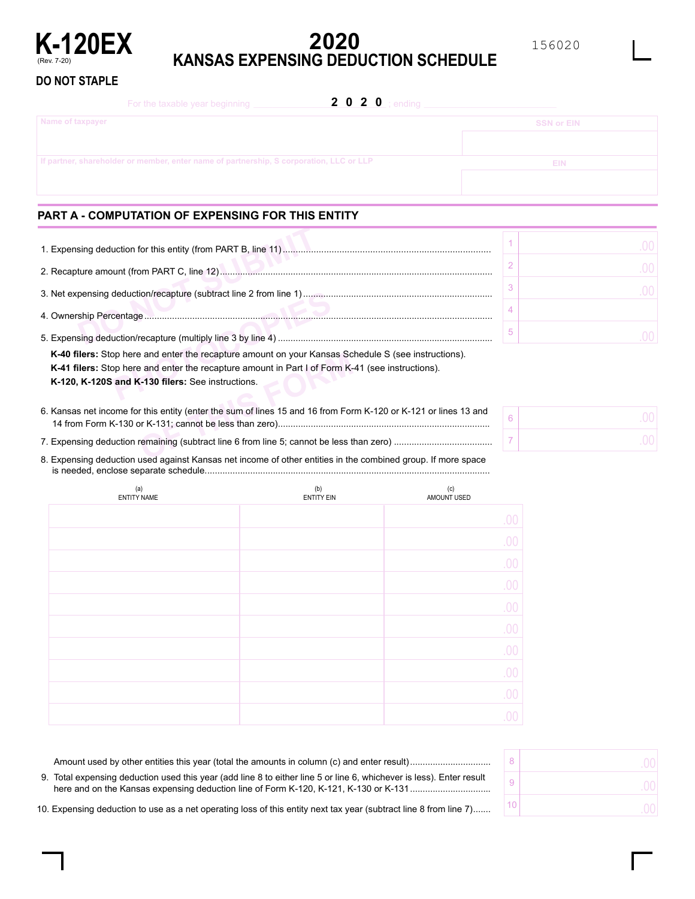# K-120EX

(Rev. 7-20)

# 2020 KANSAS EXPENSING DEDUCTION SCHEDULE

156020

**DO NOT STAPLE**

For the taxable year beginning ______________ 2020 ; ending ______________

| Name of taxpayer | SSN or EIN |
|---|---|
| | |
| If partner, shareholder or member, enter name of partnership, S corporation, LLC or LLP | EIN |
| | |

## PART A - COMPUTATION OF EXPENSING FOR THIS ENTITY

1. Expensing deduction for this entity (from PART B, line 11) ........ 1 ______ .00
2. Recapture amount (from PART C, line 12) ........ 2 ______ .00
3. Net expensing deduction/recapture (subtract line 2 from line 1) ........ 3 ______ .00
4. Ownership Percentage ........ 4 ______
5. Expensing deduction/recapture (multiply line 3 by line 4) ........ 5 ______ .00

   **K-40 filers:** Stop here and enter the recapture amount on your Kansas Schedule S (see instructions).

   **K-41 filers:** Stop here and enter the recapture amount in Part I of Form K-41 (see instructions).

   **K-120, K-120S and K-130 filers:** See instructions.

6. Kansas net income for this entity (enter the sum of lines 15 and 16 from Form K-120 or K-121 or lines 13 and 14 from Form K-130 or K-131; cannot be less than zero) ........ 6 ______ .00
7. Expensing deduction remaining (subtract line 6 from line 5; cannot be less than zero) ........ 7 ______ .00
8. Expensing deduction used against Kansas net income of other entities in the combined group. If more space is needed, enclose separate schedule.

| (a) ENTITY NAME | (b) ENTITY EIN | (c) AMOUNT USED |
|---|---|---|
| | | .00 |
| | | .00 |
| | | .00 |
| | | .00 |
| | | .00 |
| | | .00 |
| | | .00 |
| | | .00 |
| | | .00 |
| | | .00 |

   Amount used by other entities this year (total the amounts in column (c) and enter result) ........ 8 ______ .00

9. Total expensing deduction used this year (add line 8 to either line 5 or line 6, whichever is less). Enter result here and on the Kansas expensing deduction line of Form K-120, K-121, K-130 or K-131 ........ 9 ______ .00
10. Expensing deduction to use as a net operating loss of this entity next tax year (subtract line 8 from line 7) ........ 10 ______ .00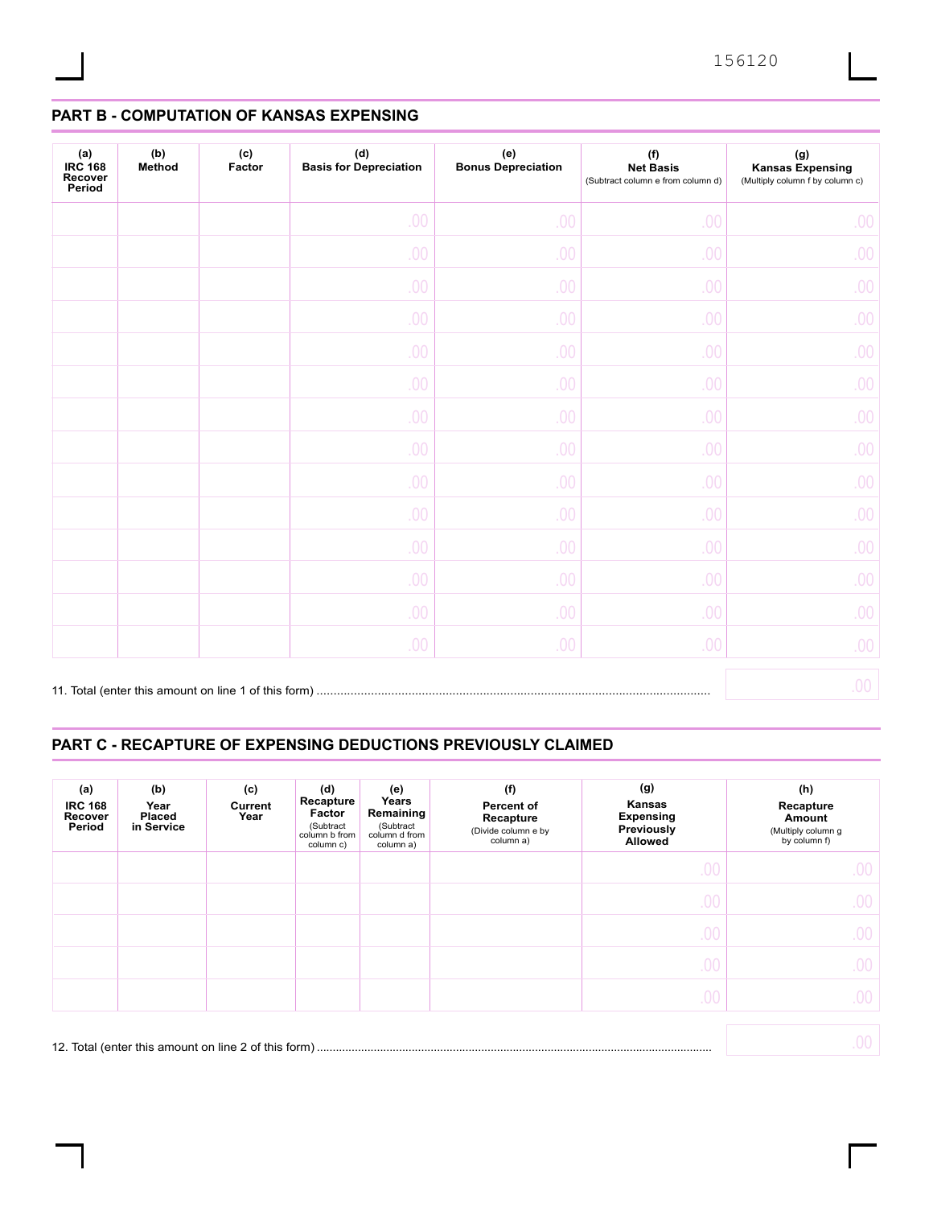## PART B - COMPUTATION OF KANSAS EXPENSING

| (a) IRC 168 Recover Period | (b) Method | (c) Factor | (d) Basis for Depreciation | (e) Bonus Depreciation | (f) Net Basis (Subtract column e from column d) | (g) Kansas Expensing (Multiply column f by column c) |
|---|---|---|---|---|---|---|
| | | | .00 | .00 | .00 | .00 |
| | | | .00 | .00 | .00 | .00 |
| | | | .00 | .00 | .00 | .00 |
| | | | .00 | .00 | .00 | .00 |
| | | | .00 | .00 | .00 | .00 |
| | | | .00 | .00 | .00 | .00 |
| | | | .00 | .00 | .00 | .00 |
| | | | .00 | .00 | .00 | .00 |
| | | | .00 | .00 | .00 | .00 |
| | | | .00 | .00 | .00 | .00 |
| | | | .00 | .00 | .00 | .00 |
| | | | .00 | .00 | .00 | .00 |
| | | | .00 | .00 | .00 | .00 |
| | | | .00 | .00 | .00 | .00 |

11. Total (enter this amount on line 1 of this form) .................... .00

## PART C - RECAPTURE OF EXPENSING DEDUCTIONS PREVIOUSLY CLAIMED

| (a) IRC 168 Recover Period | (b) Year Placed in Service | (c) Current Year | (d) Recapture Factor (Subtract column b from column c) | (e) Years Remaining (Subtract column d from column a) | (f) Percent of Recapture (Divide column e by column a) | (g) Kansas Expensing Previously Allowed | (h) Recapture Amount (Multiply column g by column f) |
|---|---|---|---|---|---|---|---|
| | | | | | | .00 | .00 |
| | | | | | | .00 | .00 |
| | | | | | | .00 | .00 |
| | | | | | | .00 | .00 |
| | | | | | | .00 | .00 |

12. Total (enter this amount on line 2 of this form) .................... .00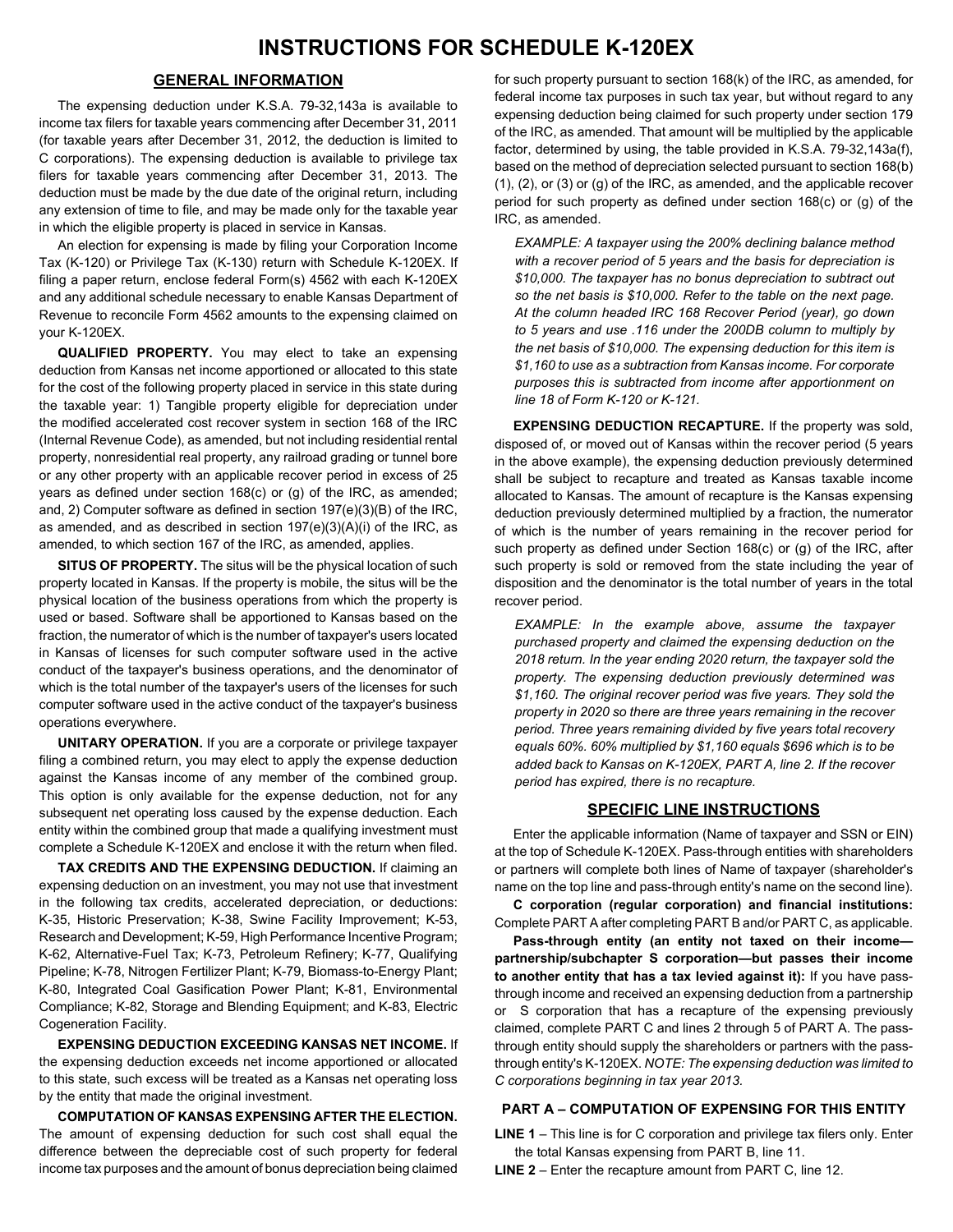# INSTRUCTIONS FOR SCHEDULE K-120EX

## GENERAL INFORMATION

The expensing deduction under K.S.A. 79-32,143a is available to income tax filers for taxable years commencing after December 31, 2011 (for taxable years after December 31, 2012, the deduction is limited to C corporations). The expensing deduction is available to privilege tax filers for taxable years commencing after December 31, 2013. The deduction must be made by the due date of the original return, including any extension of time to file, and may be made only for the taxable year in which the eligible property is placed in service in Kansas.

An election for expensing is made by filing your Corporation Income Tax (K-120) or Privilege Tax (K-130) return with Schedule K-120EX. If filing a paper return, enclose federal Form(s) 4562 with each K-120EX and any additional schedule necessary to enable Kansas Department of Revenue to reconcile Form 4562 amounts to the expensing claimed on your K-120EX.

**QUALIFIED PROPERTY.** You may elect to take an expensing deduction from Kansas net income apportioned or allocated to this state for the cost of the following property placed in service in this state during the taxable year: 1) Tangible property eligible for depreciation under the modified accelerated cost recover system in section 168 of the IRC (Internal Revenue Code), as amended, but not including residential rental property, nonresidential real property, any railroad grading or tunnel bore or any other property with an applicable recover period in excess of 25 years as defined under section 168(c) or (g) of the IRC, as amended; and, 2) Computer software as defined in section 197(e)(3)(B) of the IRC, as amended, and as described in section 197(e)(3)(A)(i) of the IRC, as amended, to which section 167 of the IRC, as amended, applies.

**SITUS OF PROPERTY.** The situs will be the physical location of such property located in Kansas. If the property is mobile, the situs will be the physical location of the business operations from which the property is used or based. Software shall be apportioned to Kansas based on the fraction, the numerator of which is the number of taxpayer's users located in Kansas of licenses for such computer software used in the active conduct of the taxpayer's business operations, and the denominator of which is the total number of the taxpayer's users of the licenses for such computer software used in the active conduct of the taxpayer's business operations everywhere.

**UNITARY OPERATION.** If you are a corporate or privilege taxpayer filing a combined return, you may elect to apply the expense deduction against the Kansas income of any member of the combined group. This option is only available for the expense deduction, not for any subsequent net operating loss caused by the expense deduction. Each entity within the combined group that made a qualifying investment must complete a Schedule K-120EX and enclose it with the return when filed.

**TAX CREDITS AND THE EXPENSING DEDUCTION.** If claiming an expensing deduction on an investment, you may not use that investment in the following tax credits, accelerated depreciation, or deductions: K-35, Historic Preservation; K-38, Swine Facility Improvement; K-53, Research and Development; K-59, High Performance Incentive Program; K-62, Alternative-Fuel Tax; K-73, Petroleum Refinery; K-77, Qualifying Pipeline; K-78, Nitrogen Fertilizer Plant; K-79, Biomass-to-Energy Plant; K-80, Integrated Coal Gasification Power Plant; K-81, Environmental Compliance; K-82, Storage and Blending Equipment; and K-83, Electric Cogeneration Facility.

**EXPENSING DEDUCTION EXCEEDING KANSAS NET INCOME.** If the expensing deduction exceeds net income apportioned or allocated to this state, such excess will be treated as a Kansas net operating loss by the entity that made the original investment.

**COMPUTATION OF KANSAS EXPENSING AFTER THE ELECTION.** The amount of expensing deduction for such cost shall equal the difference between the depreciable cost of such property for federal income tax purposes and the amount of bonus depreciation being claimed for such property pursuant to section 168(k) of the IRC, as amended, for federal income tax purposes in such tax year, but without regard to any expensing deduction being claimed for such property under section 179 of the IRC, as amended. That amount will be multiplied by the applicable factor, determined by using, the table provided in K.S.A. 79-32,143a(f), based on the method of depreciation selected pursuant to section 168(b) (1), (2), or (3) or (g) of the IRC, as amended, and the applicable recover period for such property as defined under section 168(c) or (g) of the IRC, as amended.

*EXAMPLE: A taxpayer using the 200% declining balance method with a recover period of 5 years and the basis for depreciation is $10,000. The taxpayer has no bonus depreciation to subtract out so the net basis is $10,000. Refer to the table on the next page. At the column headed IRC 168 Recover Period (year), go down to 5 years and use .116 under the 200DB column to multiply by the net basis of $10,000. The expensing deduction for this item is $1,160 to use as a subtraction from Kansas income. For corporate purposes this is subtracted from income after apportionment on line 18 of Form K-120 or K-121.*

**EXPENSING DEDUCTION RECAPTURE.** If the property was sold, disposed of, or moved out of Kansas within the recover period (5 years in the above example), the expensing deduction previously determined shall be subject to recapture and treated as Kansas taxable income allocated to Kansas. The amount of recapture is the Kansas expensing deduction previously determined multiplied by a fraction, the numerator of which is the number of years remaining in the recover period for such property as defined under Section 168(c) or (g) of the IRC, after such property is sold or removed from the state including the year of disposition and the denominator is the total number of years in the total recover period.

*EXAMPLE: In the example above, assume the taxpayer purchased property and claimed the expensing deduction on the 2018 return. In the year ending 2020 return, the taxpayer sold the property. The expensing deduction previously determined was $1,160. The original recover period was five years. They sold the property in 2020 so there are three years remaining in the recover period. Three years remaining divided by five years total recovery equals 60%. 60% multiplied by $1,160 equals $696 which is to be added back to Kansas on K-120EX, PART A, line 2. If the recover period has expired, there is no recapture.*

## SPECIFIC LINE INSTRUCTIONS

Enter the applicable information (Name of taxpayer and SSN or EIN) at the top of Schedule K-120EX. Pass-through entities with shareholders or partners will complete both lines of Name of taxpayer (shareholder's name on the top line and pass-through entity's name on the second line).

**C corporation (regular corporation) and financial institutions:** Complete PART A after completing PART B and/or PART C, as applicable.

**Pass-through entity (an entity not taxed on their income—partnership/subchapter S corporation—but passes their income to another entity that has a tax levied against it):** If you have pass-through income and received an expensing deduction from a partnership or S corporation that has a recapture of the expensing previously claimed, complete PART C and lines 2 through 5 of PART A. The pass-through entity should supply the shareholders or partners with the pass-through entity's K-120EX. *NOTE: The expensing deduction was limited to C corporations beginning in tax year 2013.*

### PART A – COMPUTATION OF EXPENSING FOR THIS ENTITY

**LINE 1** – This line is for C corporation and privilege tax filers only. Enter the total Kansas expensing from PART B, line 11.

**LINE 2** – Enter the recapture amount from PART C, line 12.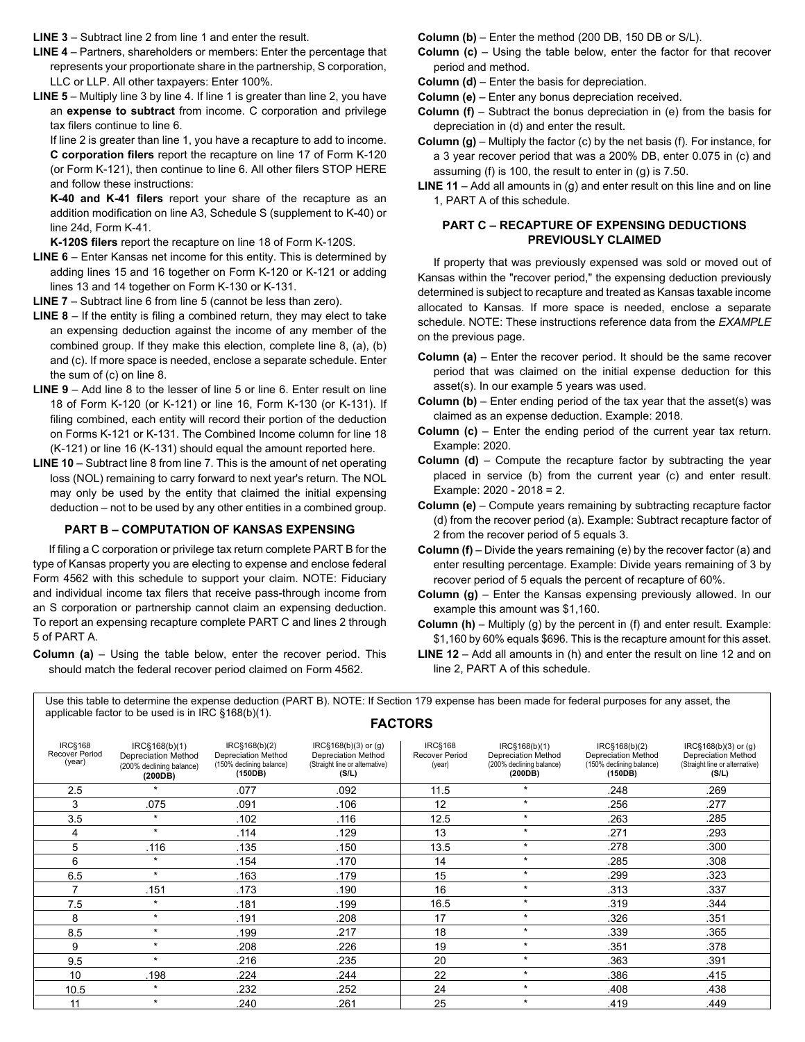**LINE 3** – Subtract line 2 from line 1 and enter the result.

**LINE 4** – Partners, shareholders or members: Enter the percentage that represents your proportionate share in the partnership, S corporation, LLC or LLP. All other taxpayers: Enter 100%.

**LINE 5** – Multiply line 3 by line 4. If line 1 is greater than line 2, you have an **expense to subtract** from income. C corporation and privilege tax filers continue to line 6.

If line 2 is greater than line 1, you have a recapture to add to income. **C corporation filers** report the recapture on line 17 of Form K-120 (or Form K-121), then continue to line 6. All other filers STOP HERE and follow these instructions:

**K-40 and K-41 filers** report your share of the recapture as an addition modification on line A3, Schedule S (supplement to K-40) or line 24d, Form K-41.

**K-120S filers** report the recapture on line 18 of Form K-120S.

**LINE 6** – Enter Kansas net income for this entity. This is determined by adding lines 15 and 16 together on Form K-120 or K-121 or adding lines 13 and 14 together on Form K-130 or K-131.

**LINE 7** – Subtract line 6 from line 5 (cannot be less than zero).

**LINE 8** – If the entity is filing a combined return, they may elect to take an expensing deduction against the income of any member of the combined group. If they make this election, complete line 8, (a), (b) and (c). If more space is needed, enclose a separate schedule. Enter the sum of (c) on line 8.

**LINE 9** – Add line 8 to the lesser of line 5 or line 6. Enter result on line 18 of Form K-120 (or K-121) or line 16, Form K-130 (or K-131). If filing combined, each entity will record their portion of the deduction on Forms K-121 or K-131. The Combined Income column for line 18 (K-121) or line 16 (K-131) should equal the amount reported here.

**LINE 10** – Subtract line 8 from line 7. This is the amount of net operating loss (NOL) remaining to carry forward to next year's return. The NOL may only be used by the entity that claimed the initial expensing deduction – not to be used by any other entities in a combined group.

## PART B – COMPUTATION OF KANSAS EXPENSING

If filing a C corporation or privilege tax return complete PART B for the type of Kansas property you are electing to expense and enclose federal Form 4562 with this schedule to support your claim. NOTE: Fiduciary and individual income tax filers that receive pass-through income from an S corporation or partnership cannot claim an expensing deduction. To report an expensing recapture complete PART C and lines 2 through 5 of PART A.

**Column (a)** – Using the table below, enter the recover period. This should match the federal recover period claimed on Form 4562.

**Column (b)** – Enter the method (200 DB, 150 DB or S/L).

**Column (c)** – Using the table below, enter the factor for that recover period and method.

**Column (d)** – Enter the basis for depreciation.

**Column (e)** – Enter any bonus depreciation received.

**Column (f)** – Subtract the bonus depreciation in (e) from the basis for depreciation in (d) and enter the result.

**Column (g)** – Multiply the factor (c) by the net basis (f). For instance, for a 3 year recover period that was a 200% DB, enter 0.075 in (c) and assuming (f) is 100, the result to enter in (g) is 7.50.

**LINE 11** – Add all amounts in (g) and enter result on this line and on line 1, PART A of this schedule.

## PART C – RECAPTURE OF EXPENSING DEDUCTIONS PREVIOUSLY CLAIMED

If property that was previously expensed was sold or moved out of Kansas within the "recover period," the expensing deduction previously determined is subject to recapture and treated as Kansas taxable income allocated to Kansas. If more space is needed, enclose a separate schedule. NOTE: These instructions reference data from the *EXAMPLE* on the previous page.

**Column (a)** – Enter the recover period. It should be the same recover period that was claimed on the initial expense deduction for this asset(s). In our example 5 years was used.

**Column (b)** – Enter ending period of the tax year that the asset(s) was claimed as an expense deduction. Example: 2018.

**Column (c)** – Enter the ending period of the current year tax return. Example: 2020.

**Column (d)** – Compute the recapture factor by subtracting the year placed in service (b) from the current year (c) and enter result. Example: 2020 - 2018 = 2.

**Column (e)** – Compute years remaining by subtracting recapture factor (d) from the recover period (a). Example: Subtract recapture factor of 2 from the recover period of 5 equals 3.

**Column (f)** – Divide the years remaining (e) by the recover factor (a) and enter resulting percentage. Example: Divide years remaining of 3 by recover period of 5 equals the percent of recapture of 60%.

**Column (g)** – Enter the Kansas expensing previously allowed. In our example this amount was $1,160.

**Column (h)** – Multiply (g) by the percent in (f) and enter result. Example: $1,160 by 60% equals $696. This is the recapture amount for this asset.

**LINE 12** – Add all amounts in (h) and enter the result on line 12 and on line 2, PART A of this schedule.

Use this table to determine the expense deduction (PART B). NOTE: If Section 179 expense has been made for federal purposes for any asset, the applicable factor to be used is in IRC §168(b)(1).

### FACTORS

| IRC§168 Recover Period (year) | IRC§168(b)(1) Depreciation Method (200% declining balance) (200DB) | IRC§168(b)(2) Depreciation Method (150% declining balance) (150DB) | IRC§168(b)(3) or (g) Depreciation Method (Straight line or alternative) (S/L) | IRC§168 Recover Period (year) | IRC§168(b)(1) Depreciation Method (200% declining balance) (200DB) | IRC§168(b)(2) Depreciation Method (150% declining balance) (150DB) | IRC§168(b)(3) or (g) Depreciation Method (Straight line or alternative) (S/L) |
|---|---|---|---|---|---|---|---|
| 2.5 | * | .077 | .092 | 11.5 | * | .248 | .269 |
| 3 | .075 | .091 | .106 | 12 | * | .256 | .277 |
| 3.5 | * | .102 | .116 | 12.5 | * | .263 | .285 |
| 4 | * | .114 | .129 | 13 | * | .271 | .293 |
| 5 | .116 | .135 | .150 | 13.5 | * | .278 | .300 |
| 6 | * | .154 | .170 | 14 | * | .285 | .308 |
| 6.5 | * | .163 | .179 | 15 | * | .299 | .323 |
| 7 | .151 | .173 | .190 | 16 | * | .313 | .337 |
| 7.5 | * | .181 | .199 | 16.5 | * | .319 | .344 |
| 8 | * | .191 | .208 | 17 | * | .326 | .351 |
| 8.5 | * | .199 | .217 | 18 | * | .339 | .365 |
| 9 | * | .208 | .226 | 19 | * | .351 | .378 |
| 9.5 | * | .216 | .235 | 20 | * | .363 | .391 |
| 10 | .198 | .224 | .244 | 22 | * | .386 | .415 |
| 10.5 | * | .232 | .252 | 24 | * | .408 | .438 |
| 11 | * | .240 | .261 | 25 | * | .419 | .449 |